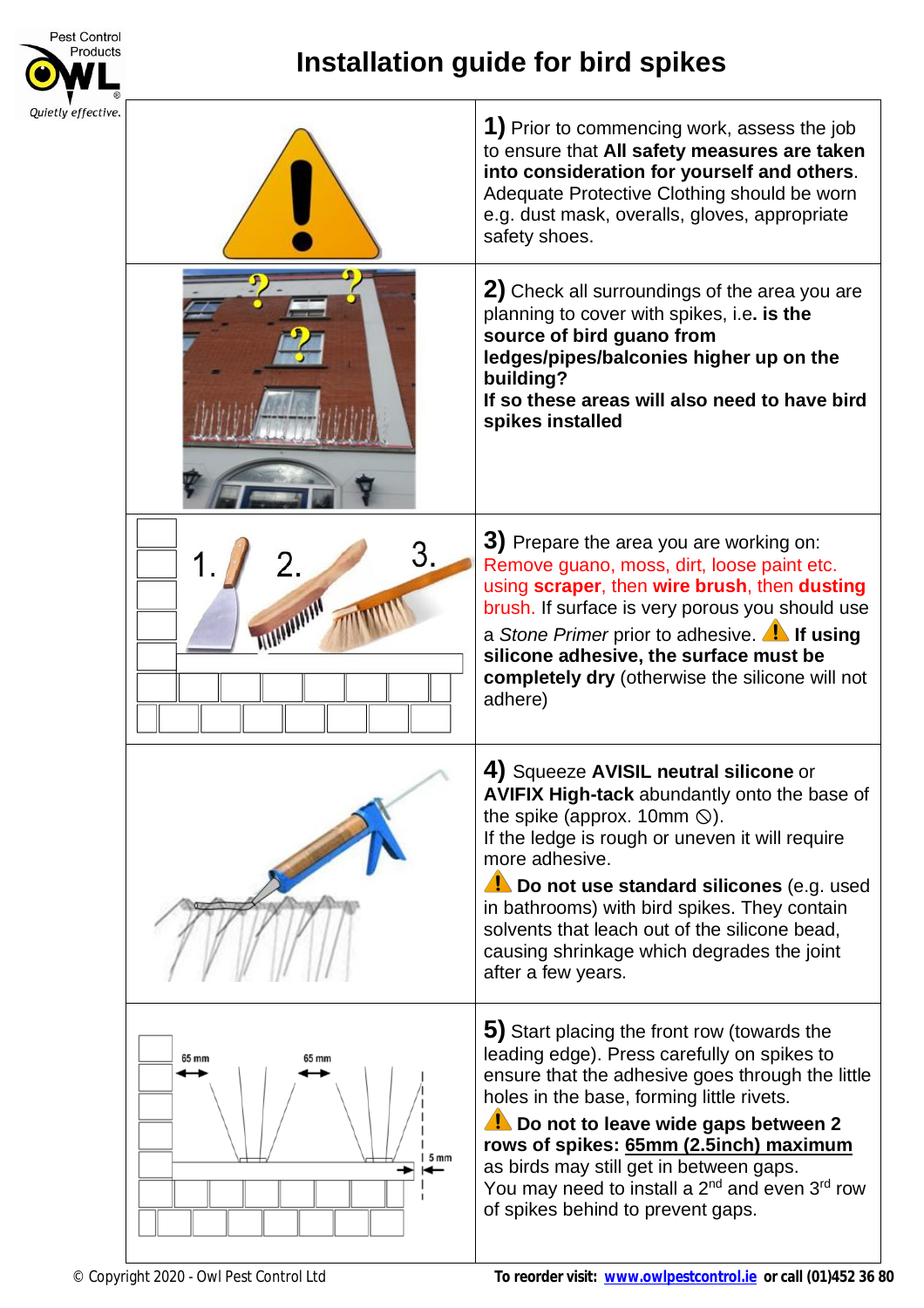Pest Control Products OWL® *Quietly effective.*

# Installation guide for bird spikes

**1)** Prior to commencing work, assess the job to ensure that **All safety measures are taken into consideration for yourself and others**. Adequate Protective Clothing should be worn e.g. dust mask, overalls, gloves, appropriate safety shoes.

**2)** Check all surroundings of the area you are planning to cover with spikes, i.e**. is the source of bird guano from ledges/pipes/balconies higher up on the building?**
**If so these areas will also need to have bird spikes installed**

1. 2. 3.

**3)** Prepare the area you are working on: Remove guano, moss, dirt, loose paint etc. using **scraper**, then **wire brush**, then **dusting** brush. If surface is very porous you should use a *Stone Primer* prior to adhesive. ⚠ **If using silicone adhesive, the surface must be completely dry** (otherwise the silicone will not adhere)

**4)** Squeeze **AVISIL neutral silicone** or **AVIFIX High-tack** abundantly onto the base of the spike (approx. 10mm ⃠).
If the ledge is rough or uneven it will require more adhesive.
⚠ **Do not use standard silicones** (e.g. used in bathrooms) with bird spikes. They contain solvents that leach out of the silicone bead, causing shrinkage which degrades the joint after a few years.

65 mm 65 mm 5 mm

**5)** Start placing the front row (towards the leading edge). Press carefully on spikes to ensure that the adhesive goes through the little holes in the base, forming little rivets.
⚠ **Do not to leave wide gaps between 2 rows of spikes: <u>65mm (2.5inch) maximum</u>** as birds may still get in between gaps.
You may need to install a 2nd and even 3rd row of spikes behind to prevent gaps.

© Copyright 2020 - Owl Pest Control Ltd

**To reorder visit: www.owlpestcontrol.ie or call (01)452 36 80**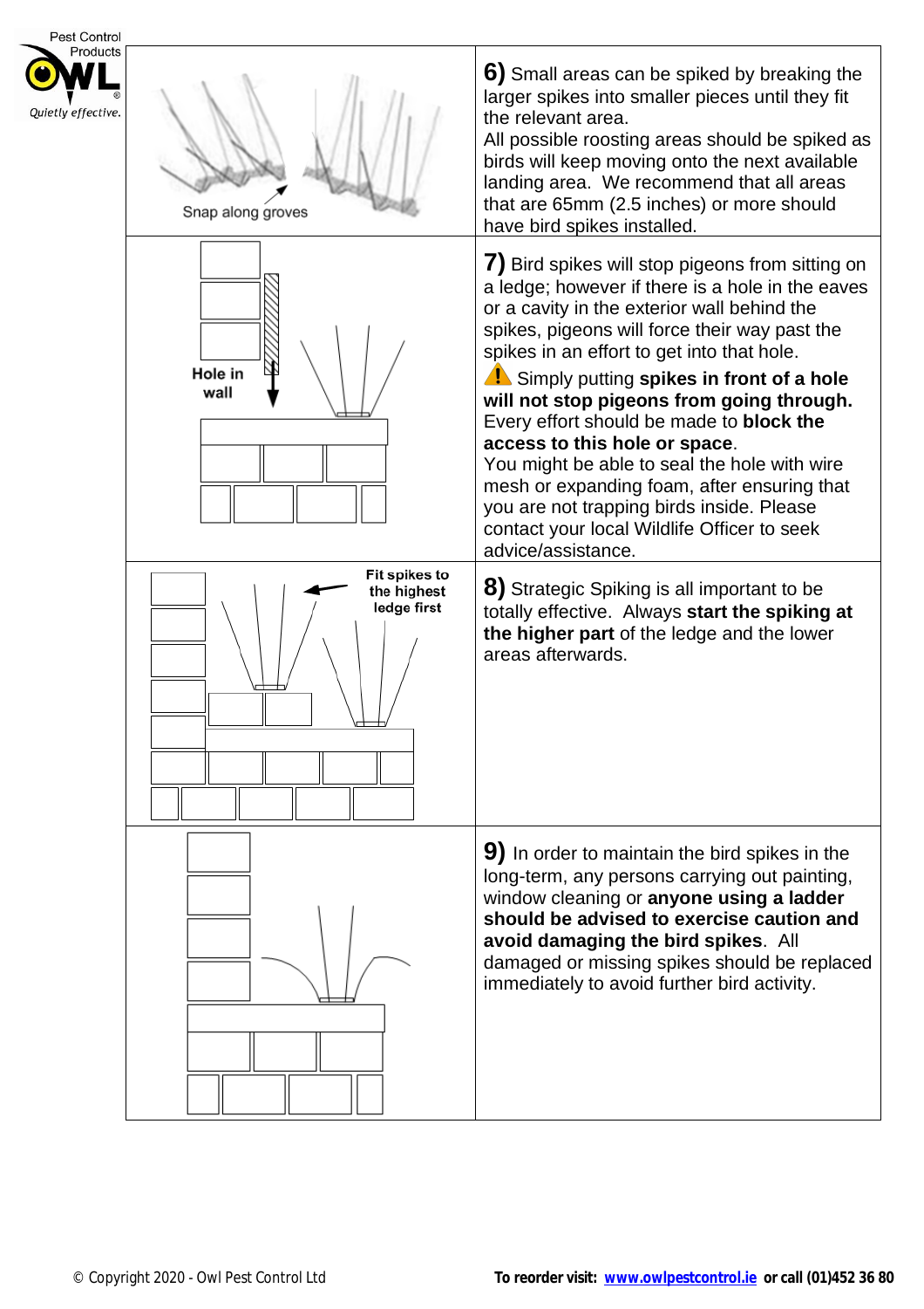| | |
|---|---|
| Snap along groves | **6)** Small areas can be spiked by breaking the larger spikes into smaller pieces until they fit the relevant area. All possible roosting areas should be spiked as birds will keep moving onto the next available landing area. We recommend that all areas that are 65mm (2.5 inches) or more should have bird spikes installed. |
| Hole in wall | **7)** Bird spikes will stop pigeons from sitting on a ledge; however if there is a hole in the eaves or a cavity in the exterior wall behind the spikes, pigeons will force their way past the spikes in an effort to get into that hole. ⚠ Simply putting **spikes in front of a hole will not stop pigeons from going through.** Every effort should be made to **block the access to this hole or space**. You might be able to seal the hole with wire mesh or expanding foam, after ensuring that you are not trapping birds inside. Please contact your local Wildlife Officer to seek advice/assistance. |
| Fit spikes to the highest ledge first | **8)** Strategic Spiking is all important to be totally effective. Always **start the spiking at the higher part** of the ledge and the lower areas afterwards. |
| | **9)** In order to maintain the bird spikes in the long-term, any persons carrying out painting, window cleaning or **anyone using a ladder should be advised to exercise caution and avoid damaging the bird spikes**. All damaged or missing spikes should be replaced immediately to avoid further bird activity. |

© Copyright 2020 - Owl Pest Control Ltd

**To reorder visit: www.owlpestcontrol.ie or call (01)452 36 80**